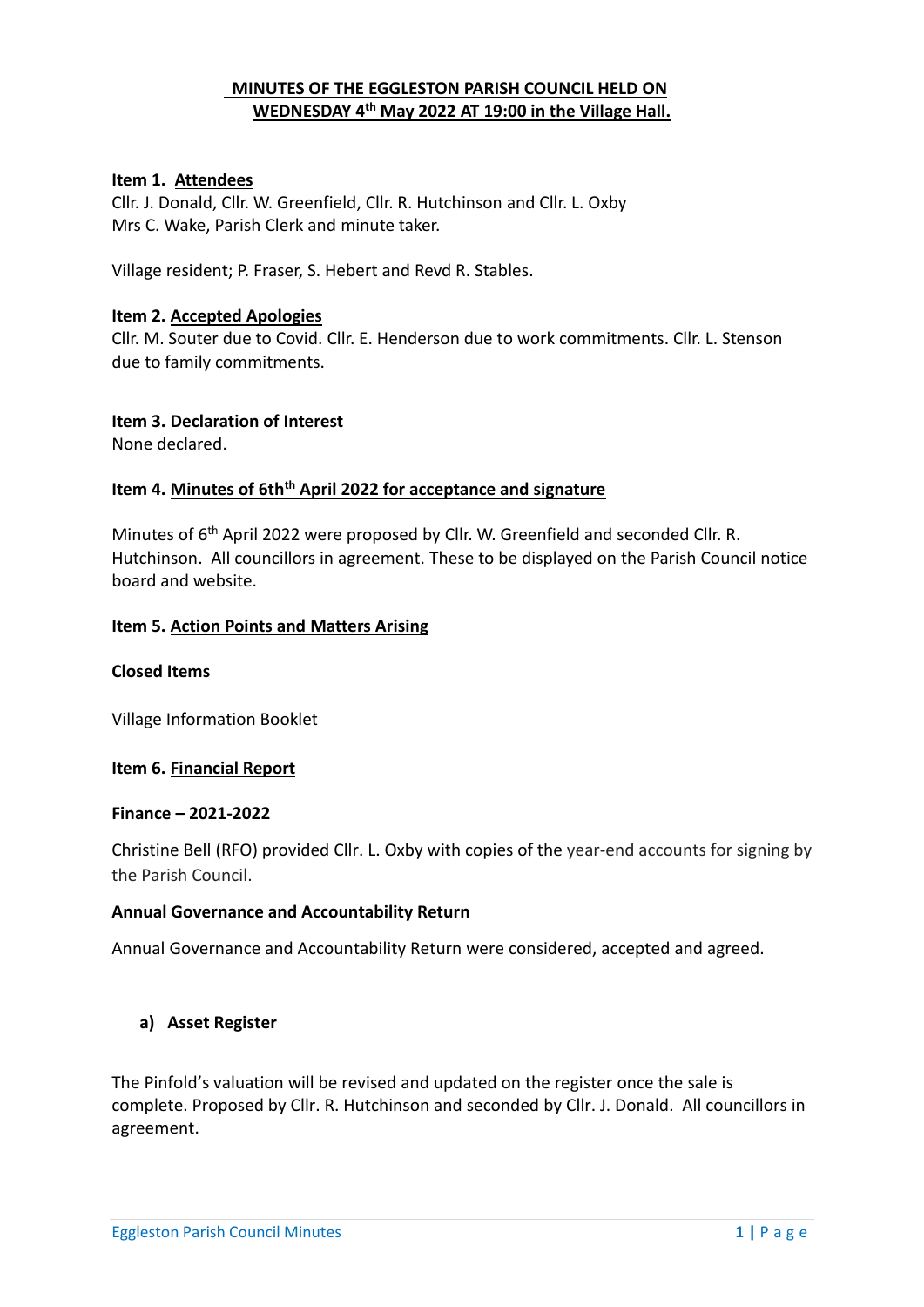# MINUTES OF THE EGGLESTON PARISH COUNCIL HELD ON WEDNESDAY 4th May 2022 AT 19:00 in the Village Hall.

**Item 1. Attendees**

Cllr. J. Donald, Cllr. W. Greenfield, Cllr. R. Hutchinson and Cllr. L. Oxby
Mrs C. Wake, Parish Clerk and minute taker.

Village resident; P. Fraser, S. Hebert and Revd R. Stables.

**Item 2. Accepted Apologies**

Cllr. M. Souter due to Covid. Cllr. E. Henderson due to work commitments. Cllr. L. Stenson due to family commitments.

**Item 3. Declaration of Interest**

None declared.

**Item 4. Minutes of 6thth April 2022 for acceptance and signature**

Minutes of 6th April 2022 were proposed by Cllr. W. Greenfield and seconded Cllr. R. Hutchinson. All councillors in agreement. These to be displayed on the Parish Council notice board and website.

**Item 5. Action Points and Matters Arising**

**Closed Items**

Village Information Booklet

**Item 6. Financial Report**

**Finance – 2021-2022**

Christine Bell (RFO) provided Cllr. L. Oxby with copies of the year-end accounts for signing by the Parish Council.

**Annual Governance and Accountability Return**

Annual Governance and Accountability Return were considered, accepted and agreed.

**a) Asset Register**

The Pinfold's valuation will be revised and updated on the register once the sale is complete. Proposed by Cllr. R. Hutchinson and seconded by Cllr. J. Donald. All councillors in agreement.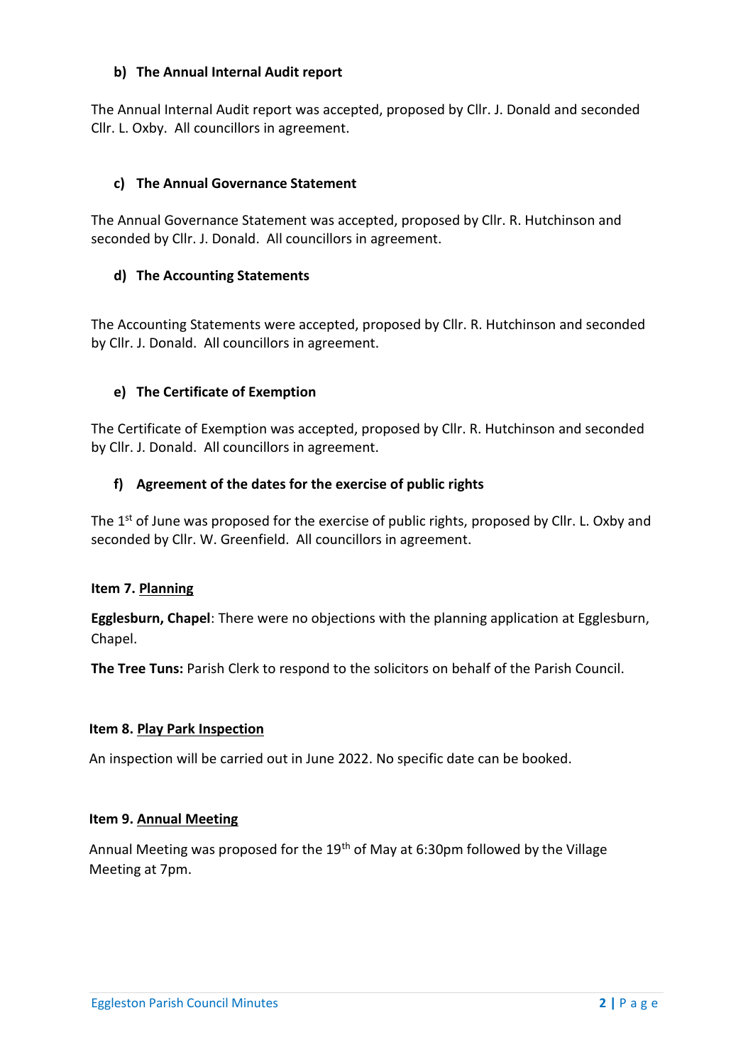### b) The Annual Internal Audit report

The Annual Internal Audit report was accepted, proposed by Cllr. J. Donald and seconded Cllr. L. Oxby. All councillors in agreement.

### c) The Annual Governance Statement

The Annual Governance Statement was accepted, proposed by Cllr. R. Hutchinson and seconded by Cllr. J. Donald. All councillors in agreement.

### d) The Accounting Statements

The Accounting Statements were accepted, proposed by Cllr. R. Hutchinson and seconded by Cllr. J. Donald. All councillors in agreement.

### e) The Certificate of Exemption

The Certificate of Exemption was accepted, proposed by Cllr. R. Hutchinson and seconded by Cllr. J. Donald. All councillors in agreement.

### f) Agreement of the dates for the exercise of public rights

The 1st of June was proposed for the exercise of public rights, proposed by Cllr. L. Oxby and seconded by Cllr. W. Greenfield. All councillors in agreement.

## Item 7. Planning

**Egglesburn, Chapel**: There were no objections with the planning application at Egglesburn, Chapel.

**The Tree Tuns:** Parish Clerk to respond to the solicitors on behalf of the Parish Council.

## Item 8. Play Park Inspection

An inspection will be carried out in June 2022. No specific date can be booked.

## Item 9. Annual Meeting

Annual Meeting was proposed for the 19th of May at 6:30pm followed by the Village Meeting at 7pm.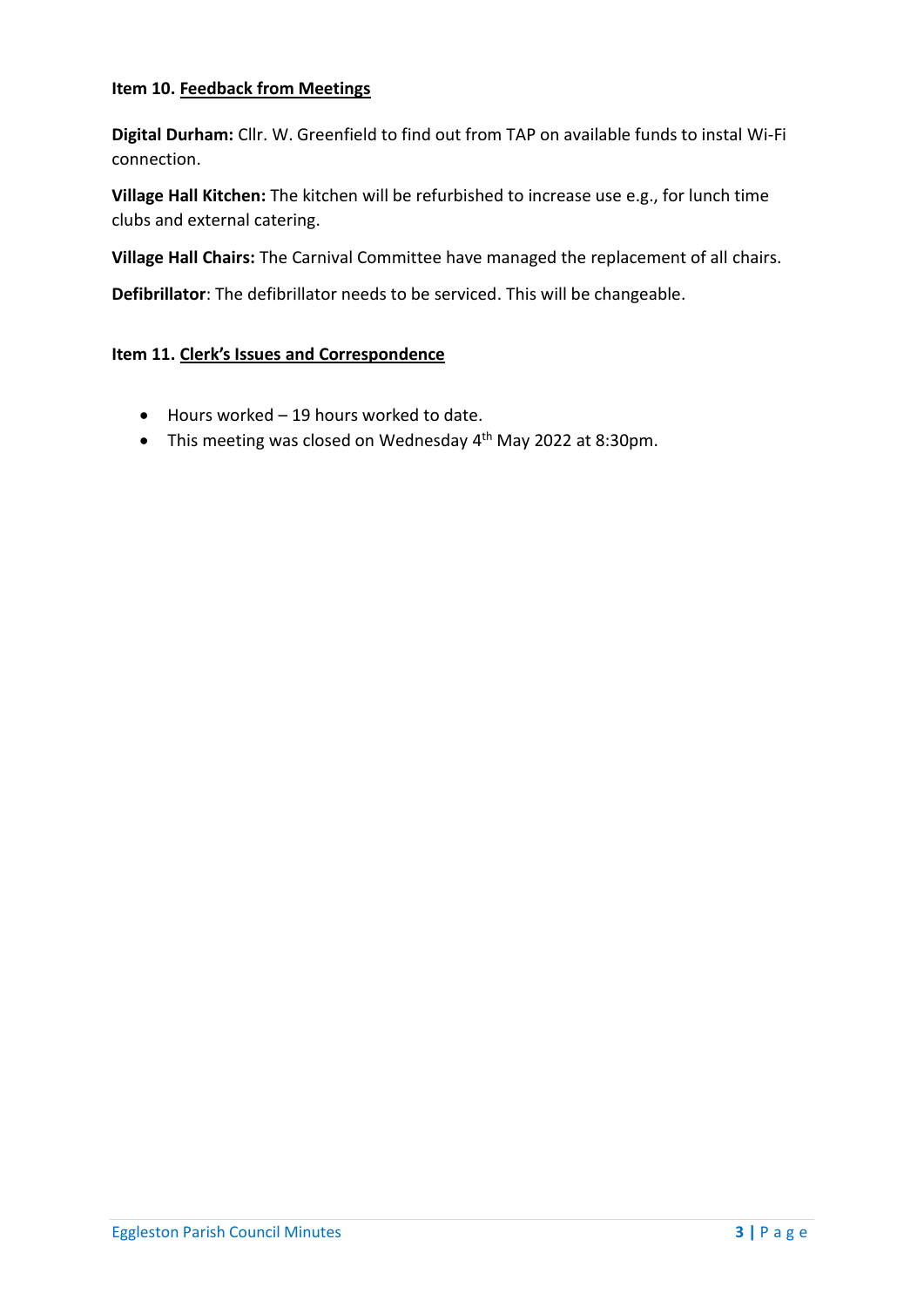**Item 10. Feedback from Meetings**

**Digital Durham:** Cllr. W. Greenfield to find out from TAP on available funds to instal Wi-Fi connection.

**Village Hall Kitchen:** The kitchen will be refurbished to increase use e.g., for lunch time clubs and external catering.

**Village Hall Chairs:** The Carnival Committee have managed the replacement of all chairs.

**Defibrillator**: The defibrillator needs to be serviced. This will be changeable.

**Item 11. Clerk's Issues and Correspondence**

- Hours worked – 19 hours worked to date.
- This meeting was closed on Wednesday 4th May 2022 at 8:30pm.